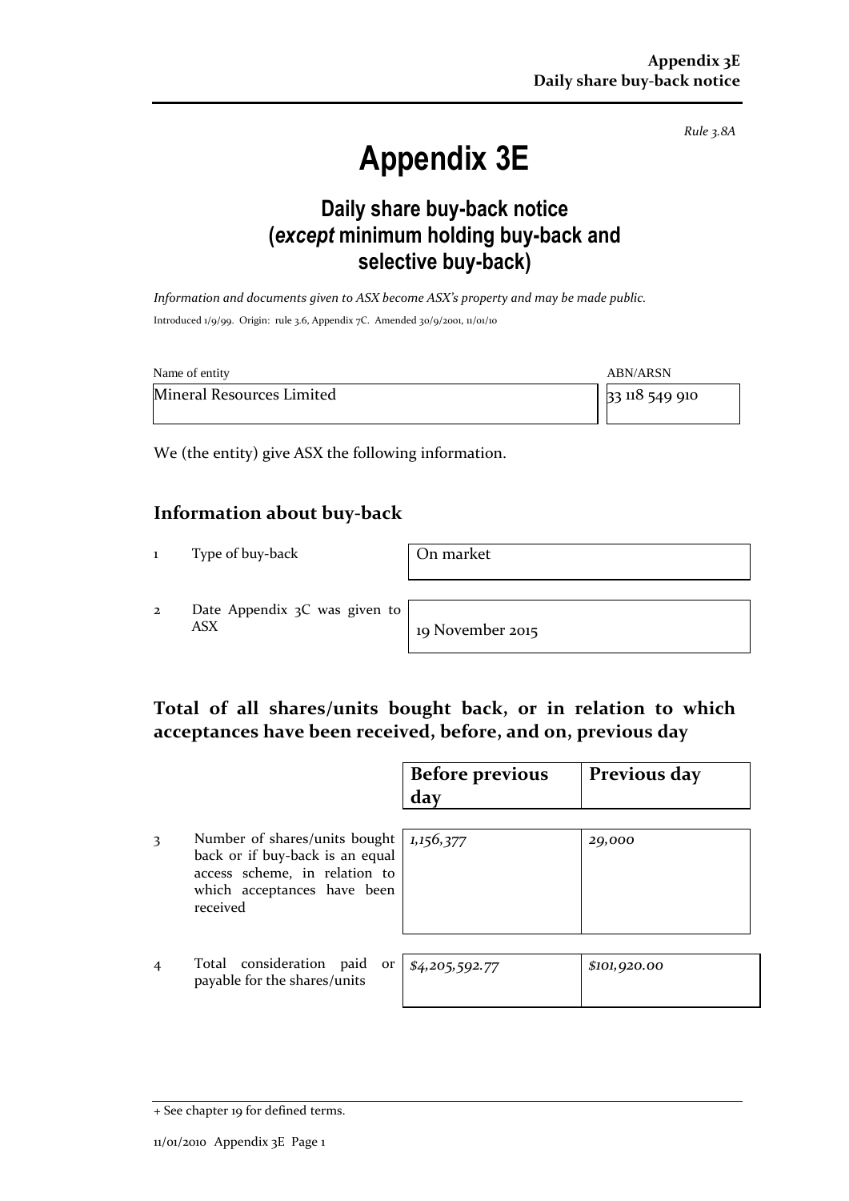*Rule 3.8A*

# Appendix 3E

## Daily share buy-back notice (*except* minimum holding buy-back and selective buy-back)

*Information and documents given to ASX become ASX's property and may be made public.*

Introduced 1/9/99. Origin: rule 3.6, Appendix 7C. Amended 30/9/2001, 11/01/10

| Name of entity | ABN/ARSN |
|---|---|
| Mineral Resources Limited | 33 118 549 910 |

We (the entity) give ASX the following information.

## Information about buy-back

| | | |
|---|---|---|
| 1 | Type of buy-back | On market |
| 2 | Date Appendix 3C was given to ASX | 19 November 2015 |

## Total of all shares/units bought back, or in relation to which acceptances have been received, before, and on, previous day

| | | Before previous day | Previous day |
|---|---|---|---|
| 3 | Number of shares/units bought back or if buy-back is an equal access scheme, in relation to which acceptances have been received | *1,156,377* | *29,000* |
| 4 | Total consideration paid or payable for the shares/units | *$4,205,592.77* | *$101,920.00* |

+ See chapter 19 for defined terms.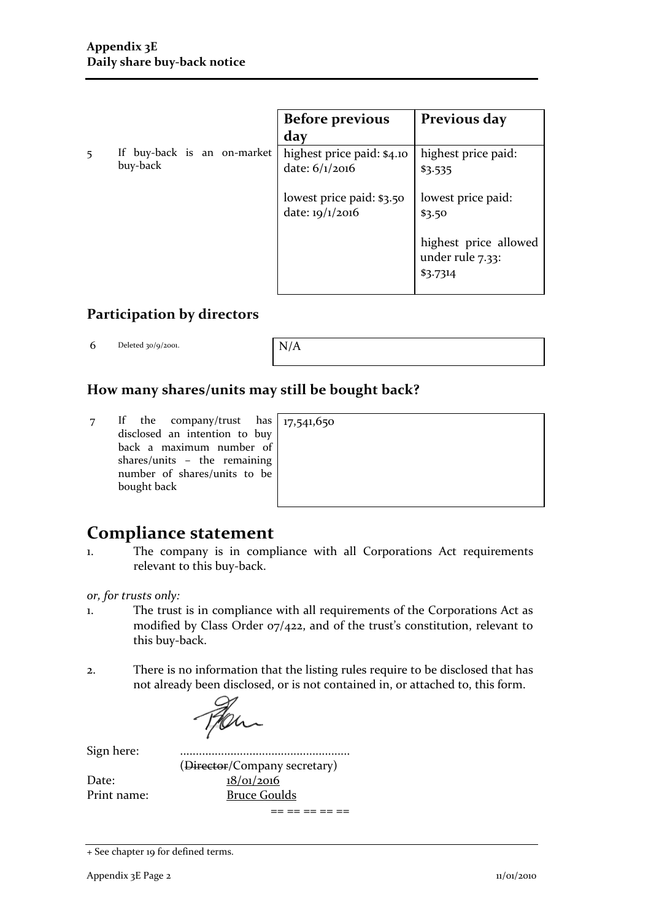**Appendix 3E**
**Daily share buy-back notice**

| | | Before previous day | Previous day |
|---|---|---|---|
| 5 | If buy-back is an on-market buy-back | highest price paid: $4.10<br>date: 6/1/2016<br><br>lowest price paid: $3.50<br>date: 19/1/2016 | highest price paid: $3.535<br><br>lowest price paid: $3.50<br><br>highest price allowed under rule 7.33: $3.7314 |

## Participation by directors

| | | |
|---|---|---|
| 6 | Deleted 30/9/2001. | N/A |

## How many shares/units may still be bought back?

| | | |
|---|---|---|
| 7 | If the company/trust has disclosed an intention to buy back a maximum number of shares/units – the remaining number of shares/units to be bought back | 17,541,650 |

# Compliance statement

1. The company is in compliance with all Corporations Act requirements relevant to this buy-back.

*or, for trusts only:*

1. The trust is in compliance with all requirements of the Corporations Act as modified by Class Order 07/422, and of the trust's constitution, relevant to this buy-back.

2. There is no information that the listing rules require to be disclosed that has not already been disclosed, or is not contained in, or attached to, this form.

Sign here: ....................................................
(~~Director~~/Company secretary)

Date: 18/01/2016

Print name: Bruce Goulds

== == == == ==

+ See chapter 19 for defined terms.